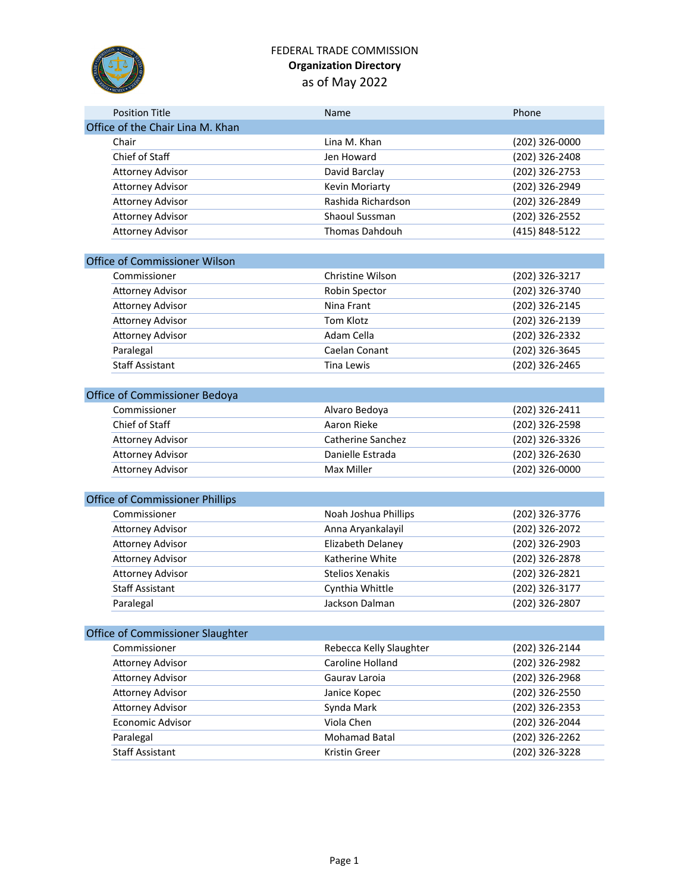# FEDERAL TRADE COMMISSION
## Organization Directory
### as of May 2022

| Position Title | Name | Phone |
|---|---|---|
| **Office of the Chair Lina M. Khan** | | |
| Chair | Lina M. Khan | (202) 326-0000 |
| Chief of Staff | Jen Howard | (202) 326-2408 |
| Attorney Advisor | David Barclay | (202) 326-2753 |
| Attorney Advisor | Kevin Moriarty | (202) 326-2949 |
| Attorney Advisor | Rashida Richardson | (202) 326-2849 |
| Attorney Advisor | Shaoul Sussman | (202) 326-2552 |
| Attorney Advisor | Thomas Dahdouh | (415) 848-5122 |
| **Office of Commissioner Wilson** | | |
| Commissioner | Christine Wilson | (202) 326-3217 |
| Attorney Advisor | Robin Spector | (202) 326-3740 |
| Attorney Advisor | Nina Frant | (202) 326-2145 |
| Attorney Advisor | Tom Klotz | (202) 326-2139 |
| Attorney Advisor | Adam Cella | (202) 326-2332 |
| Paralegal | Caelan Conant | (202) 326-3645 |
| Staff Assistant | Tina Lewis | (202) 326-2465 |
| **Office of Commissioner Bedoya** | | |
| Commissioner | Alvaro Bedoya | (202) 326-2411 |
| Chief of Staff | Aaron Rieke | (202) 326-2598 |
| Attorney Advisor | Catherine Sanchez | (202) 326-3326 |
| Attorney Advisor | Danielle Estrada | (202) 326-2630 |
| Attorney Advisor | Max Miller | (202) 326-0000 |
| **Office of Commissioner Phillips** | | |
| Commissioner | Noah Joshua Phillips | (202) 326-3776 |
| Attorney Advisor | Anna Aryankalayil | (202) 326-2072 |
| Attorney Advisor | Elizabeth Delaney | (202) 326-2903 |
| Attorney Advisor | Katherine White | (202) 326-2878 |
| Attorney Advisor | Stelios Xenakis | (202) 326-2821 |
| Staff Assistant | Cynthia Whittle | (202) 326-3177 |
| Paralegal | Jackson Dalman | (202) 326-2807 |
| **Office of Commissioner Slaughter** | | |
| Commissioner | Rebecca Kelly Slaughter | (202) 326-2144 |
| Attorney Advisor | Caroline Holland | (202) 326-2982 |
| Attorney Advisor | Gaurav Laroia | (202) 326-2968 |
| Attorney Advisor | Janice Kopec | (202) 326-2550 |
| Attorney Advisor | Synda Mark | (202) 326-2353 |
| Economic Advisor | Viola Chen | (202) 326-2044 |
| Paralegal | Mohamad Batal | (202) 326-2262 |
| Staff Assistant | Kristin Greer | (202) 326-3228 |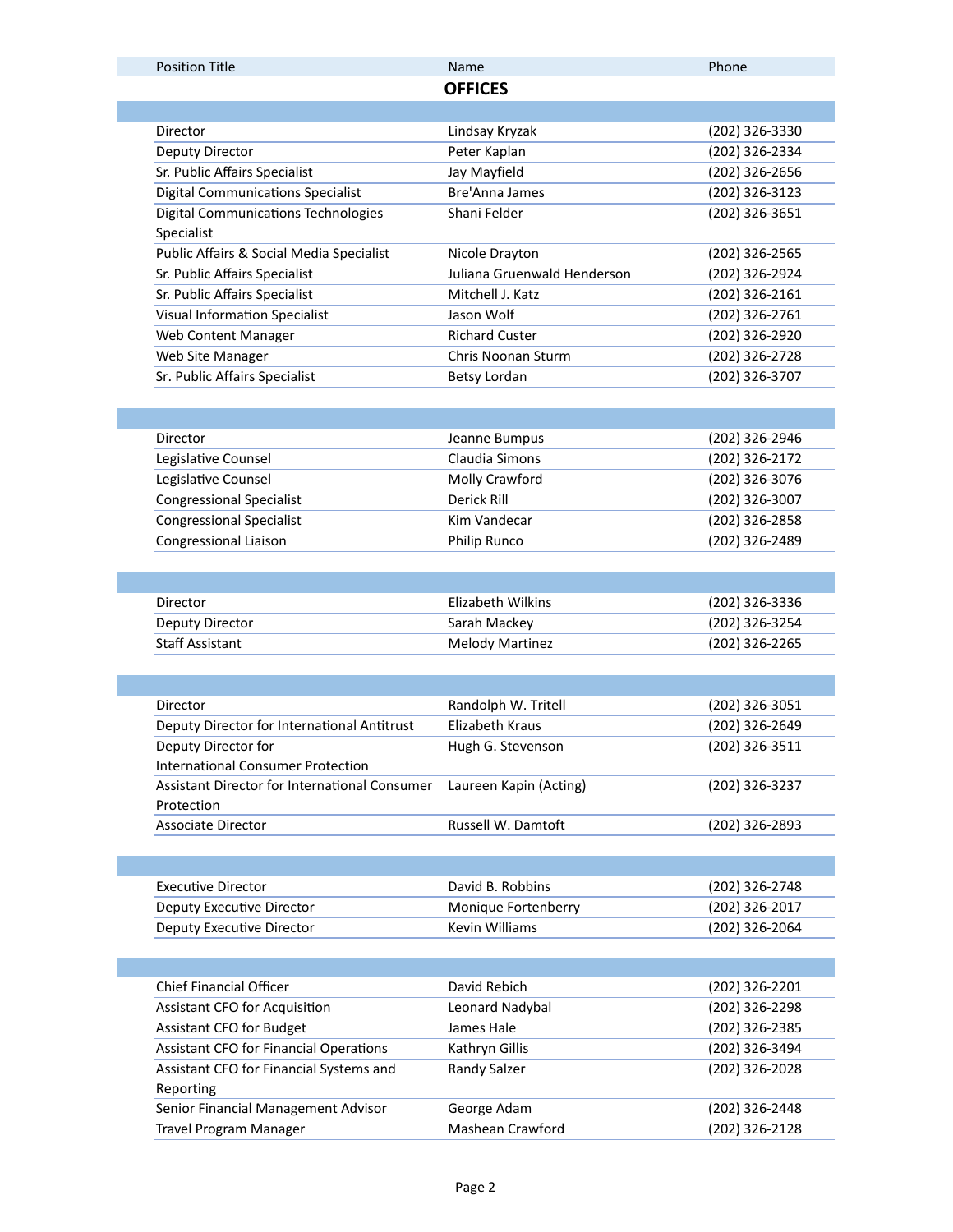| Position Title | Name | Phone |
|---|---|---|

## OFFICES

| Position Title | Name | Phone |
|---|---|---|
| Director | Lindsay Kryzak | (202) 326-3330 |
| Deputy Director | Peter Kaplan | (202) 326-2334 |
| Sr. Public Affairs Specialist | Jay Mayfield | (202) 326-2656 |
| Digital Communications Specialist | Bre'Anna James | (202) 326-3123 |
| Digital Communications Technologies Specialist | Shani Felder | (202) 326-3651 |
| Public Affairs & Social Media Specialist | Nicole Drayton | (202) 326-2565 |
| Sr. Public Affairs Specialist | Juliana Gruenwald Henderson | (202) 326-2924 |
| Sr. Public Affairs Specialist | Mitchell J. Katz | (202) 326-2161 |
| Visual Information Specialist | Jason Wolf | (202) 326-2761 |
| Web Content Manager | Richard Custer | (202) 326-2920 |
| Web Site Manager | Chris Noonan Sturm | (202) 326-2728 |
| Sr. Public Affairs Specialist | Betsy Lordan | (202) 326-3707 |

| Position Title | Name | Phone |
|---|---|---|
| Director | Jeanne Bumpus | (202) 326-2946 |
| Legislative Counsel | Claudia Simons | (202) 326-2172 |
| Legislative Counsel | Molly Crawford | (202) 326-3076 |
| Congressional Specialist | Derick Rill | (202) 326-3007 |
| Congressional Specialist | Kim Vandecar | (202) 326-2858 |
| Congressional Liaison | Philip Runco | (202) 326-2489 |

| Position Title | Name | Phone |
|---|---|---|
| Director | Elizabeth Wilkins | (202) 326-3336 |
| Deputy Director | Sarah Mackey | (202) 326-3254 |
| Staff Assistant | Melody Martinez | (202) 326-2265 |

| Position Title | Name | Phone |
|---|---|---|
| Director | Randolph W. Tritell | (202) 326-3051 |
| Deputy Director for International Antitrust | Elizabeth Kraus | (202) 326-2649 |
| Deputy Director for International Consumer Protection | Hugh G. Stevenson | (202) 326-3511 |
| Assistant Director for International Consumer Protection | Laureen Kapin (Acting) | (202) 326-3237 |
| Associate Director | Russell W. Damtoft | (202) 326-2893 |

| Position Title | Name | Phone |
|---|---|---|
| Executive Director | David B. Robbins | (202) 326-2748 |
| Deputy Executive Director | Monique Fortenberry | (202) 326-2017 |
| Deputy Executive Director | Kevin Williams | (202) 326-2064 |

| Position Title | Name | Phone |
|---|---|---|
| Chief Financial Officer | David Rebich | (202) 326-2201 |
| Assistant CFO for Acquisition | Leonard Nadybal | (202) 326-2298 |
| Assistant CFO for Budget | James Hale | (202) 326-2385 |
| Assistant CFO for Financial Operations | Kathryn Gillis | (202) 326-3494 |
| Assistant CFO for Financial Systems and Reporting | Randy Salzer | (202) 326-2028 |
| Senior Financial Management Advisor | George Adam | (202) 326-2448 |
| Travel Program Manager | Mashean Crawford | (202) 326-2128 |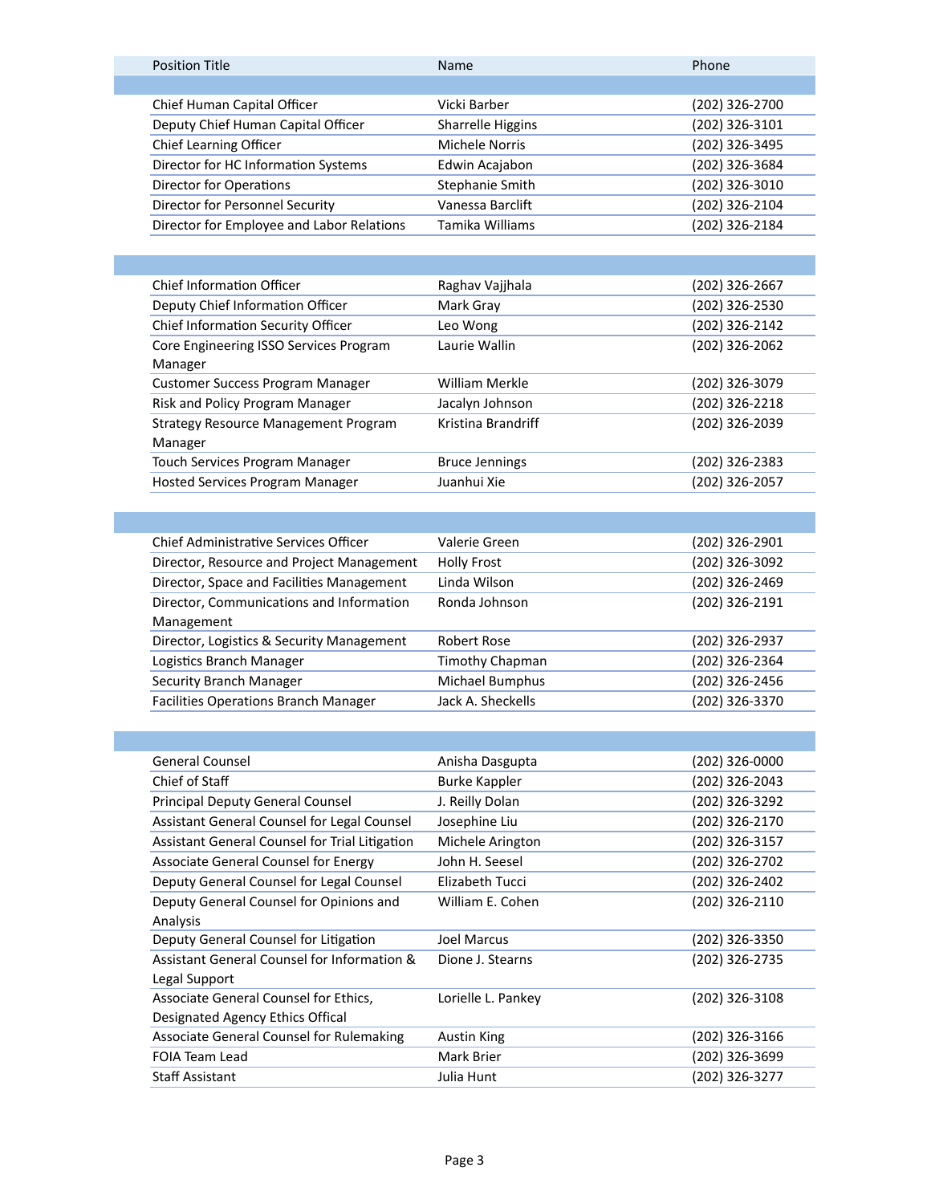| Position Title | Name | Phone |
| --- | --- | --- |
| | | |
| Chief Human Capital Officer | Vicki Barber | (202) 326-2700 |
| Deputy Chief Human Capital Officer | Sharrelle Higgins | (202) 326-3101 |
| Chief Learning Officer | Michele Norris | (202) 326-3495 |
| Director for HC Information Systems | Edwin Acajabon | (202) 326-3684 |
| Director for Operations | Stephanie Smith | (202) 326-3010 |
| Director for Personnel Security | Vanessa Barclift | (202) 326-2104 |
| Director for Employee and Labor Relations | Tamika Williams | (202) 326-2184 |
| | | |
| Chief Information Officer | Raghav Vajjhala | (202) 326-2667 |
| Deputy Chief Information Officer | Mark Gray | (202) 326-2530 |
| Chief Information Security Officer | Leo Wong | (202) 326-2142 |
| Core Engineering ISSO Services Program Manager | Laurie Wallin | (202) 326-2062 |
| Customer Success Program Manager | William Merkle | (202) 326-3079 |
| Risk and Policy Program Manager | Jacalyn Johnson | (202) 326-2218 |
| Strategy Resource Management Program Manager | Kristina Brandriff | (202) 326-2039 |
| Touch Services Program Manager | Bruce Jennings | (202) 326-2383 |
| Hosted Services Program Manager | Juanhui Xie | (202) 326-2057 |
| | | |
| Chief Administrative Services Officer | Valerie Green | (202) 326-2901 |
| Director, Resource and Project Management | Holly Frost | (202) 326-3092 |
| Director, Space and Facilities Management | Linda Wilson | (202) 326-2469 |
| Director, Communications and Information Management | Ronda Johnson | (202) 326-2191 |
| Director, Logistics & Security Management | Robert Rose | (202) 326-2937 |
| Logistics Branch Manager | Timothy Chapman | (202) 326-2364 |
| Security Branch Manager | Michael Bumphus | (202) 326-2456 |
| Facilities Operations Branch Manager | Jack A. Sheckells | (202) 326-3370 |
| | | |
| General Counsel | Anisha Dasgupta | (202) 326-0000 |
| Chief of Staff | Burke Kappler | (202) 326-2043 |
| Principal Deputy General Counsel | J. Reilly Dolan | (202) 326-3292 |
| Assistant General Counsel for Legal Counsel | Josephine Liu | (202) 326-2170 |
| Assistant General Counsel for Trial Litigation | Michele Arington | (202) 326-3157 |
| Associate General Counsel for Energy | John H. Seesel | (202) 326-2702 |
| Deputy General Counsel for Legal Counsel | Elizabeth Tucci | (202) 326-2402 |
| Deputy General Counsel for Opinions and Analysis | William E. Cohen | (202) 326-2110 |
| Deputy General Counsel for Litigation | Joel Marcus | (202) 326-3350 |
| Assistant General Counsel for Information & Legal Support | Dione J. Stearns | (202) 326-2735 |
| Associate General Counsel for Ethics, Designated Agency Ethics Offical | Lorielle L. Pankey | (202) 326-3108 |
| Associate General Counsel for Rulemaking | Austin King | (202) 326-3166 |
| FOIA Team Lead | Mark Brier | (202) 326-3699 |
| Staff Assistant | Julia Hunt | (202) 326-3277 |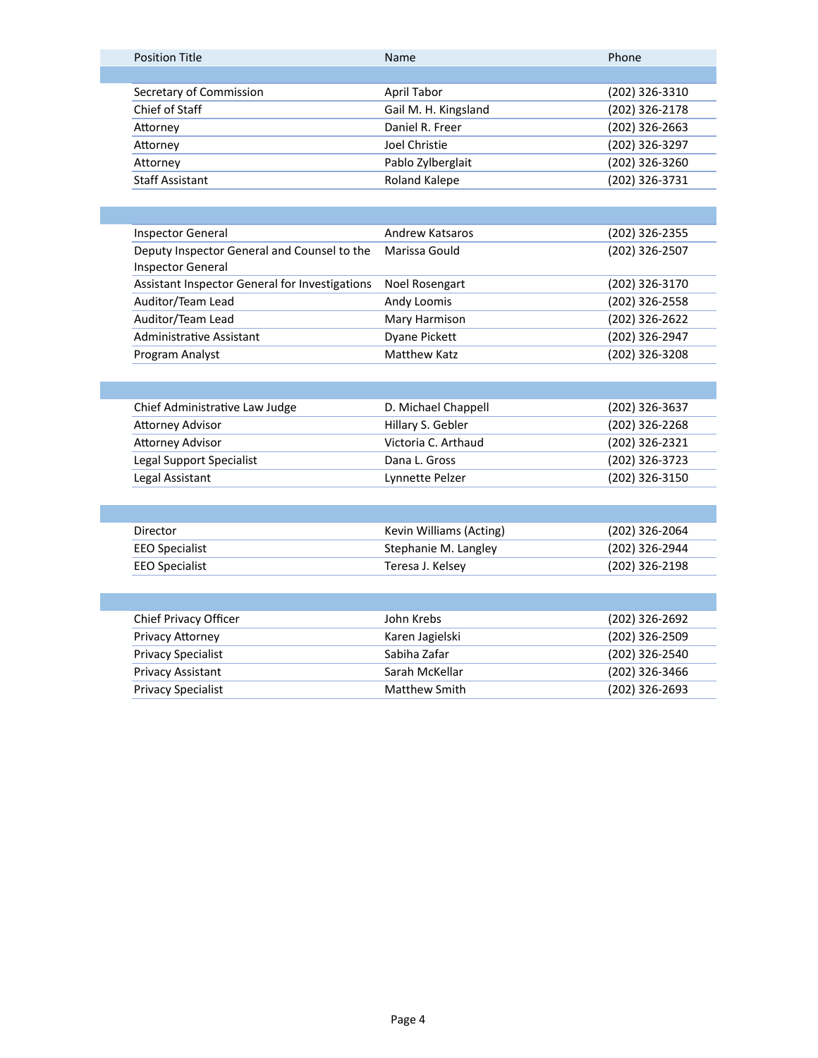| Position Title | Name | Phone |
|---|---|---|
| | | |
| Secretary of Commission | April Tabor | (202) 326-3310 |
| Chief of Staff | Gail M. H. Kingsland | (202) 326-2178 |
| Attorney | Daniel R. Freer | (202) 326-2663 |
| Attorney | Joel Christie | (202) 326-3297 |
| Attorney | Pablo Zylberglait | (202) 326-3260 |
| Staff Assistant | Roland Kalepe | (202) 326-3731 |
| | | |
| Inspector General | Andrew Katsaros | (202) 326-2355 |
| Deputy Inspector General and Counsel to the Inspector General | Marissa Gould | (202) 326-2507 |
| Assistant Inspector General for Investigations | Noel Rosengart | (202) 326-3170 |
| Auditor/Team Lead | Andy Loomis | (202) 326-2558 |
| Auditor/Team Lead | Mary Harmison | (202) 326-2622 |
| Administrative Assistant | Dyane Pickett | (202) 326-2947 |
| Program Analyst | Matthew Katz | (202) 326-3208 |
| | | |
| Chief Administrative Law Judge | D. Michael Chappell | (202) 326-3637 |
| Attorney Advisor | Hillary S. Gebler | (202) 326-2268 |
| Attorney Advisor | Victoria C. Arthaud | (202) 326-2321 |
| Legal Support Specialist | Dana L. Gross | (202) 326-3723 |
| Legal Assistant | Lynnette Pelzer | (202) 326-3150 |
| | | |
| Director | Kevin Williams (Acting) | (202) 326-2064 |
| EEO Specialist | Stephanie M. Langley | (202) 326-2944 |
| EEO Specialist | Teresa J. Kelsey | (202) 326-2198 |
| | | |
| Chief Privacy Officer | John Krebs | (202) 326-2692 |
| Privacy Attorney | Karen Jagielski | (202) 326-2509 |
| Privacy Specialist | Sabiha Zafar | (202) 326-2540 |
| Privacy Assistant | Sarah McKellar | (202) 326-3466 |
| Privacy Specialist | Matthew Smith | (202) 326-2693 |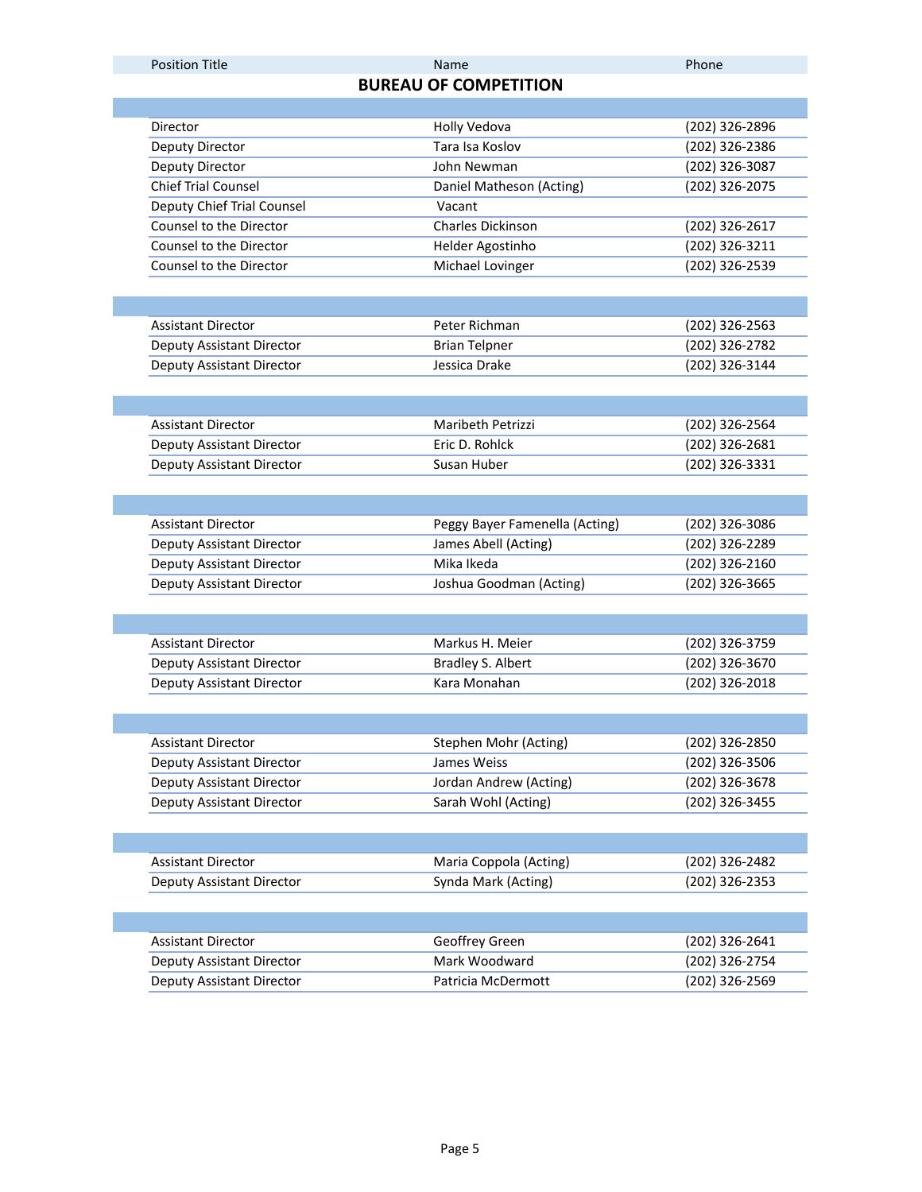| Position Title | Name | Phone |
|---|---|---|

## BUREAU OF COMPETITION

| Position Title | Name | Phone |
|---|---|---|
| Director | Holly Vedova | (202) 326-2896 |
| Deputy Director | Tara Isa Koslov | (202) 326-2386 |
| Deputy Director | John Newman | (202) 326-3087 |
| Chief Trial Counsel | Daniel Matheson (Acting) | (202) 326-2075 |
| Deputy Chief Trial Counsel | Vacant | |
| Counsel to the Director | Charles Dickinson | (202) 326-2617 |
| Counsel to the Director | Helder Agostinho | (202) 326-3211 |
| Counsel to the Director | Michael Lovinger | (202) 326-2539 |

| Position Title | Name | Phone |
|---|---|---|
| Assistant Director | Peter Richman | (202) 326-2563 |
| Deputy Assistant Director | Brian Telpner | (202) 326-2782 |
| Deputy Assistant Director | Jessica Drake | (202) 326-3144 |

| Position Title | Name | Phone |
|---|---|---|
| Assistant Director | Maribeth Petrizzi | (202) 326-2564 |
| Deputy Assistant Director | Eric D. Rohlck | (202) 326-2681 |
| Deputy Assistant Director | Susan Huber | (202) 326-3331 |

| Position Title | Name | Phone |
|---|---|---|
| Assistant Director | Peggy Bayer Famenella (Acting) | (202) 326-3086 |
| Deputy Assistant Director | James Abell (Acting) | (202) 326-2289 |
| Deputy Assistant Director | Mika Ikeda | (202) 326-2160 |
| Deputy Assistant Director | Joshua Goodman (Acting) | (202) 326-3665 |

| Position Title | Name | Phone |
|---|---|---|
| Assistant Director | Markus H. Meier | (202) 326-3759 |
| Deputy Assistant Director | Bradley S. Albert | (202) 326-3670 |
| Deputy Assistant Director | Kara Monahan | (202) 326-2018 |

| Position Title | Name | Phone |
|---|---|---|
| Assistant Director | Stephen Mohr (Acting) | (202) 326-2850 |
| Deputy Assistant Director | James Weiss | (202) 326-3506 |
| Deputy Assistant Director | Jordan Andrew (Acting) | (202) 326-3678 |
| Deputy Assistant Director | Sarah Wohl (Acting) | (202) 326-3455 |

| Position Title | Name | Phone |
|---|---|---|
| Assistant Director | Maria Coppola (Acting) | (202) 326-2482 |
| Deputy Assistant Director | Synda Mark (Acting) | (202) 326-2353 |

| Position Title | Name | Phone |
|---|---|---|
| Assistant Director | Geoffrey Green | (202) 326-2641 |
| Deputy Assistant Director | Mark Woodward | (202) 326-2754 |
| Deputy Assistant Director | Patricia McDermott | (202) 326-2569 |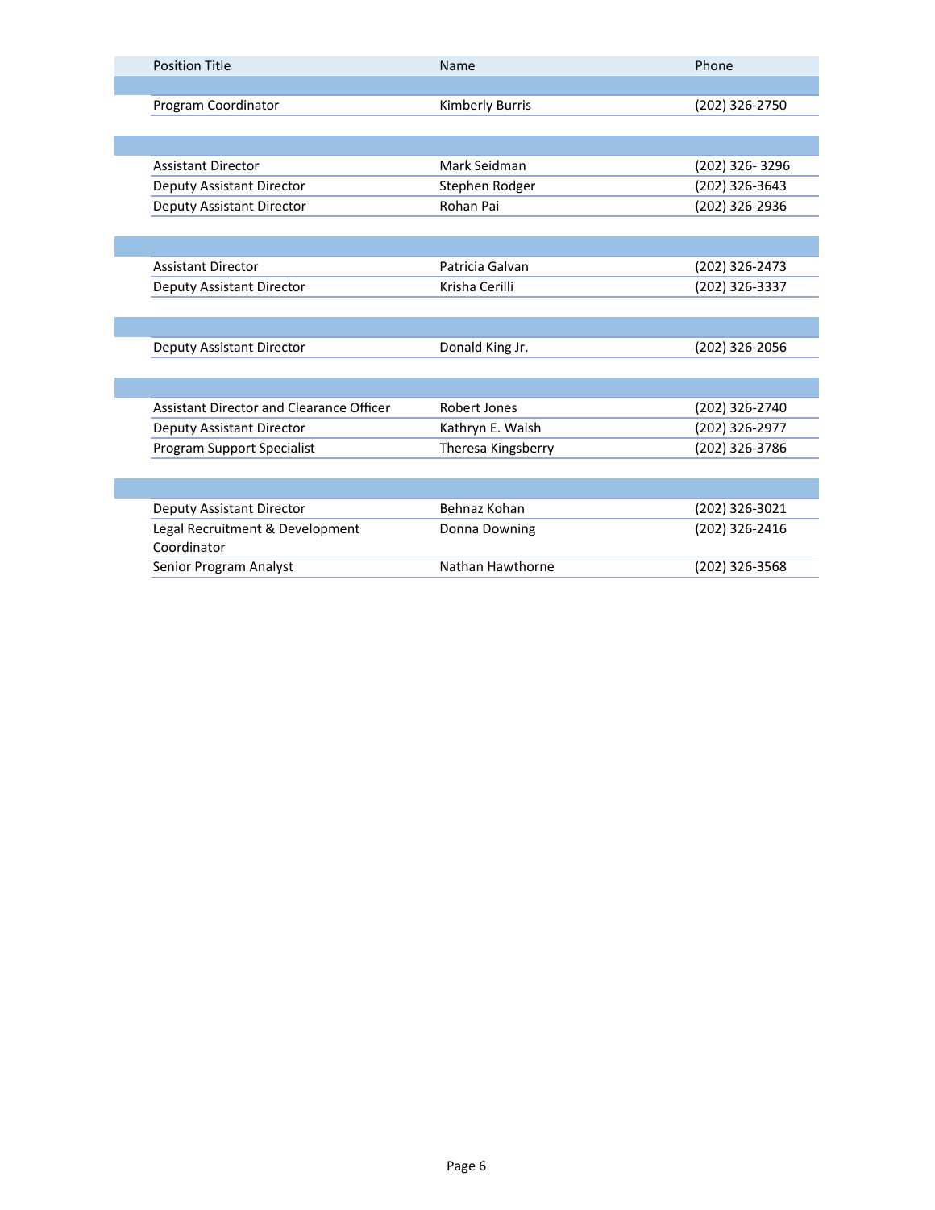| Position Title | Name | Phone |
|---|---|---|
| | | |
| Program Coordinator | Kimberly Burris | (202) 326-2750 |
| | | |
| Assistant Director | Mark Seidman | (202) 326- 3296 |
| Deputy Assistant Director | Stephen Rodger | (202) 326-3643 |
| Deputy Assistant Director | Rohan Pai | (202) 326-2936 |
| | | |
| Assistant Director | Patricia Galvan | (202) 326-2473 |
| Deputy Assistant Director | Krisha Cerilli | (202) 326-3337 |
| | | |
| Deputy Assistant Director | Donald King Jr. | (202) 326-2056 |
| | | |
| Assistant Director and Clearance Officer | Robert Jones | (202) 326-2740 |
| Deputy Assistant Director | Kathryn E. Walsh | (202) 326-2977 |
| Program Support Specialist | Theresa Kingsberry | (202) 326-3786 |
| | | |
| Deputy Assistant Director | Behnaz Kohan | (202) 326-3021 |
| Legal Recruitment & Development Coordinator | Donna Downing | (202) 326-2416 |
| Senior Program Analyst | Nathan Hawthorne | (202) 326-3568 |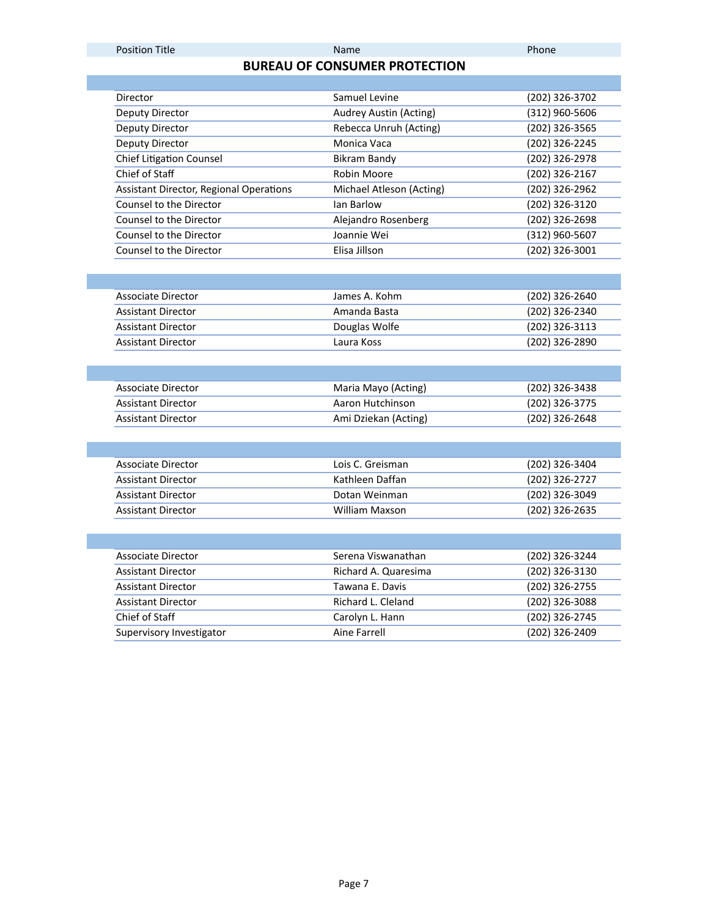| Position Title | Name | Phone |
| --- | --- | --- |

## BUREAU OF CONSUMER PROTECTION

| Position Title | Name | Phone |
| --- | --- | --- |
| Director | Samuel Levine | (202) 326-3702 |
| Deputy Director | Audrey Austin (Acting) | (312) 960-5606 |
| Deputy Director | Rebecca Unruh (Acting) | (202) 326-3565 |
| Deputy Director | Monica Vaca | (202) 326-2245 |
| Chief Litigation Counsel | Bikram Bandy | (202) 326-2978 |
| Chief of Staff | Robin Moore | (202) 326-2167 |
| Assistant Director, Regional Operations | Michael Atleson (Acting) | (202) 326-2962 |
| Counsel to the Director | Ian Barlow | (202) 326-3120 |
| Counsel to the Director | Alejandro Rosenberg | (202) 326-2698 |
| Counsel to the Director | Joannie Wei | (312) 960-5607 |
| Counsel to the Director | Elisa Jillson | (202) 326-3001 |

| Position Title | Name | Phone |
| --- | --- | --- |
| Associate Director | James A. Kohm | (202) 326-2640 |
| Assistant Director | Amanda Basta | (202) 326-2340 |
| Assistant Director | Douglas Wolfe | (202) 326-3113 |
| Assistant Director | Laura Koss | (202) 326-2890 |

| Position Title | Name | Phone |
| --- | --- | --- |
| Associate Director | Maria Mayo (Acting) | (202) 326-3438 |
| Assistant Director | Aaron Hutchinson | (202) 326-3775 |
| Assistant Director | Ami Dziekan (Acting) | (202) 326-2648 |

| Position Title | Name | Phone |
| --- | --- | --- |
| Associate Director | Lois C. Greisman | (202) 326-3404 |
| Assistant Director | Kathleen Daffan | (202) 326-2727 |
| Assistant Director | Dotan Weinman | (202) 326-3049 |
| Assistant Director | William Maxson | (202) 326-2635 |

| Position Title | Name | Phone |
| --- | --- | --- |
| Associate Director | Serena Viswanathan | (202) 326-3244 |
| Assistant Director | Richard A. Quaresima | (202) 326-3130 |
| Assistant Director | Tawana E. Davis | (202) 326-2755 |
| Assistant Director | Richard L. Cleland | (202) 326-3088 |
| Chief of Staff | Carolyn L. Hann | (202) 326-2745 |
| Supervisory Investigator | Aine Farrell | (202) 326-2409 |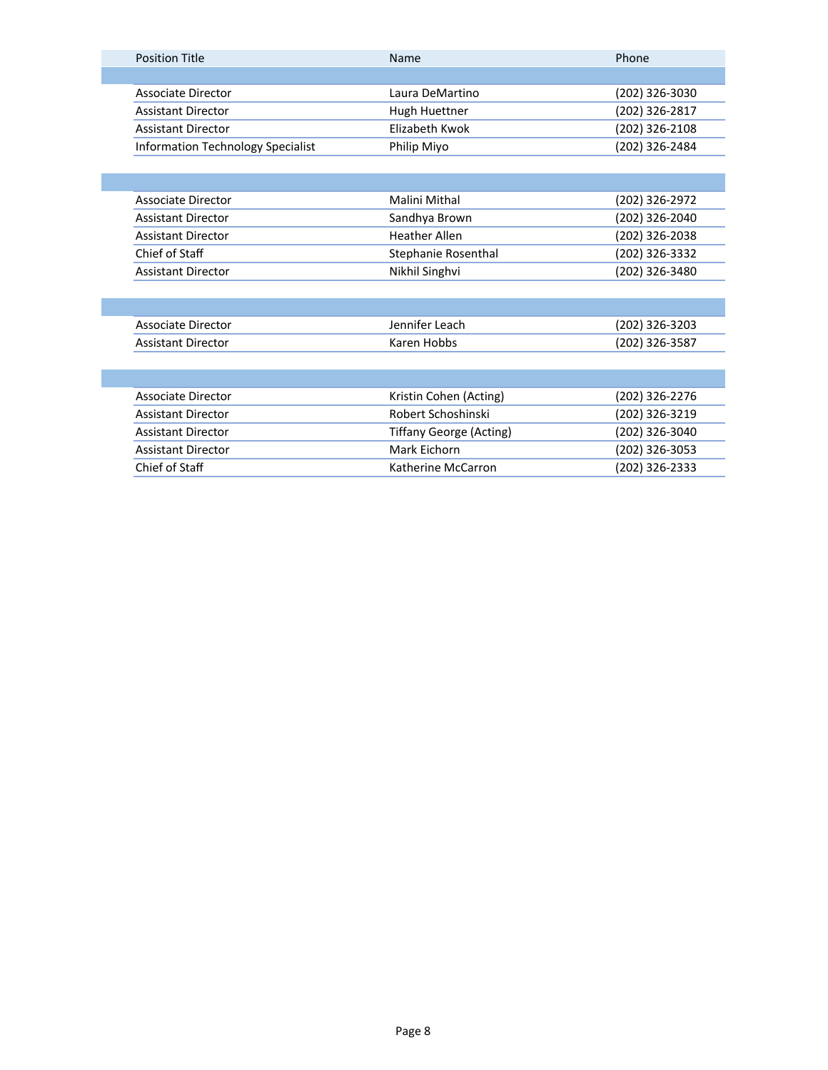| Position Title | Name | Phone |
|---|---|---|
| | | |
| Associate Director | Laura DeMartino | (202) 326-3030 |
| Assistant Director | Hugh Huettner | (202) 326-2817 |
| Assistant Director | Elizabeth Kwok | (202) 326-2108 |
| Information Technology Specialist | Philip Miyo | (202) 326-2484 |
| | | |
| Associate Director | Malini Mithal | (202) 326-2972 |
| Assistant Director | Sandhya Brown | (202) 326-2040 |
| Assistant Director | Heather Allen | (202) 326-2038 |
| Chief of Staff | Stephanie Rosenthal | (202) 326-3332 |
| Assistant Director | Nikhil Singhvi | (202) 326-3480 |
| | | |
| Associate Director | Jennifer Leach | (202) 326-3203 |
| Assistant Director | Karen Hobbs | (202) 326-3587 |
| | | |
| Associate Director | Kristin Cohen (Acting) | (202) 326-2276 |
| Assistant Director | Robert Schoshinski | (202) 326-3219 |
| Assistant Director | Tiffany George (Acting) | (202) 326-3040 |
| Assistant Director | Mark Eichorn | (202) 326-3053 |
| Chief of Staff | Katherine McCarron | (202) 326-2333 |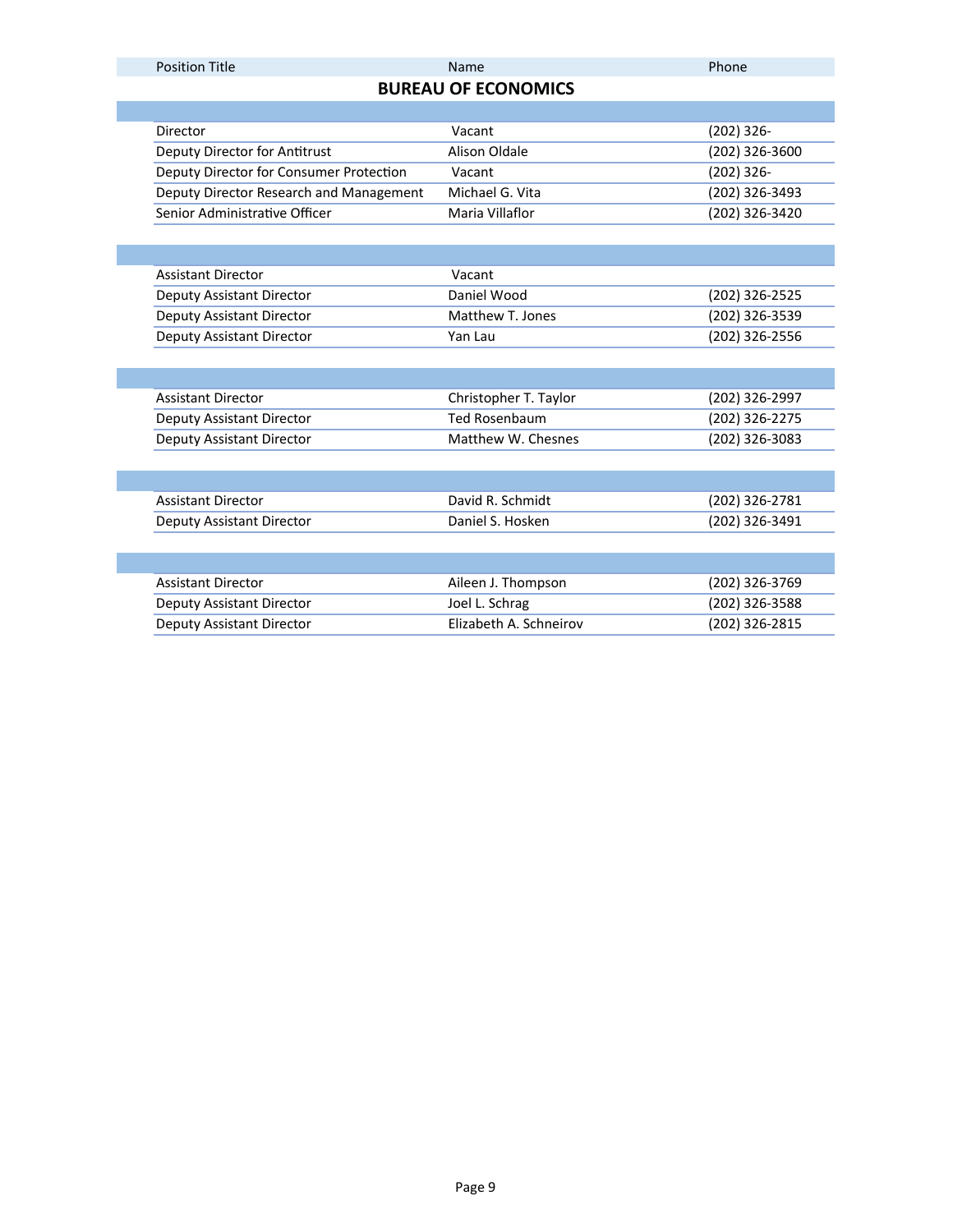| Position Title | Name | Phone |
| --- | --- | --- |

## BUREAU OF ECONOMICS

| Position Title | Name | Phone |
| --- | --- | --- |
| Director | Vacant | (202) 326- |
| Deputy Director for Antitrust | Alison Oldale | (202) 326-3600 |
| Deputy Director for Consumer Protection | Vacant | (202) 326- |
| Deputy Director Research and Management | Michael G. Vita | (202) 326-3493 |
| Senior Administrative Officer | Maria Villaflor | (202) 326-3420 |
| | | |
| Assistant Director | Vacant | |
| Deputy Assistant Director | Daniel Wood | (202) 326-2525 |
| Deputy Assistant Director | Matthew T. Jones | (202) 326-3539 |
| Deputy Assistant Director | Yan Lau | (202) 326-2556 |
| | | |
| Assistant Director | Christopher T. Taylor | (202) 326-2997 |
| Deputy Assistant Director | Ted Rosenbaum | (202) 326-2275 |
| Deputy Assistant Director | Matthew W. Chesnes | (202) 326-3083 |
| | | |
| Assistant Director | David R. Schmidt | (202) 326-2781 |
| Deputy Assistant Director | Daniel S. Hosken | (202) 326-3491 |
| | | |
| Assistant Director | Aileen J. Thompson | (202) 326-3769 |
| Deputy Assistant Director | Joel L. Schrag | (202) 326-3588 |
| Deputy Assistant Director | Elizabeth A. Schneirov | (202) 326-2815 |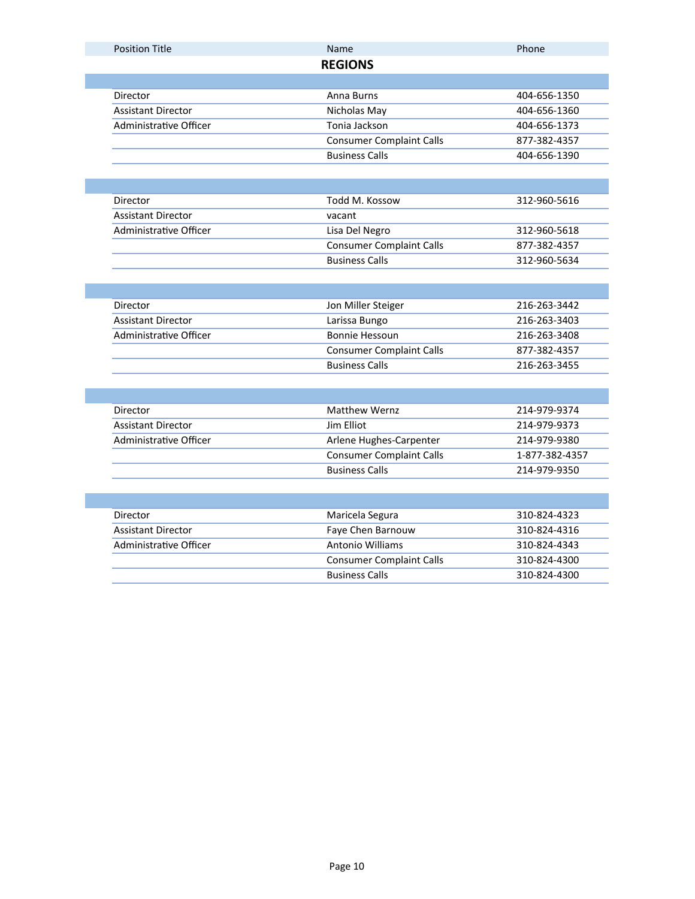| Position Title | Name | Phone |
|---|---|---|
| **REGIONS** | | |
| | | |
| Director | Anna Burns | 404-656-1350 |
| Assistant Director | Nicholas May | 404-656-1360 |
| Administrative Officer | Tonia Jackson | 404-656-1373 |
| | Consumer Complaint Calls | 877-382-4357 |
| | Business Calls | 404-656-1390 |
| | | |
| Director | Todd M. Kossow | 312-960-5616 |
| Assistant Director | vacant | |
| Administrative Officer | Lisa Del Negro | 312-960-5618 |
| | Consumer Complaint Calls | 877-382-4357 |
| | Business Calls | 312-960-5634 |
| | | |
| Director | Jon Miller Steiger | 216-263-3442 |
| Assistant Director | Larissa Bungo | 216-263-3403 |
| Administrative Officer | Bonnie Hessoun | 216-263-3408 |
| | Consumer Complaint Calls | 877-382-4357 |
| | Business Calls | 216-263-3455 |
| | | |
| Director | Matthew Wernz | 214-979-9374 |
| Assistant Director | Jim Elliot | 214-979-9373 |
| Administrative Officer | Arlene Hughes-Carpenter | 214-979-9380 |
| | Consumer Complaint Calls | 1-877-382-4357 |
| | Business Calls | 214-979-9350 |
| | | |
| Director | Maricela Segura | 310-824-4323 |
| Assistant Director | Faye Chen Barnouw | 310-824-4316 |
| Administrative Officer | Antonio Williams | 310-824-4343 |
| | Consumer Complaint Calls | 310-824-4300 |
| | Business Calls | 310-824-4300 |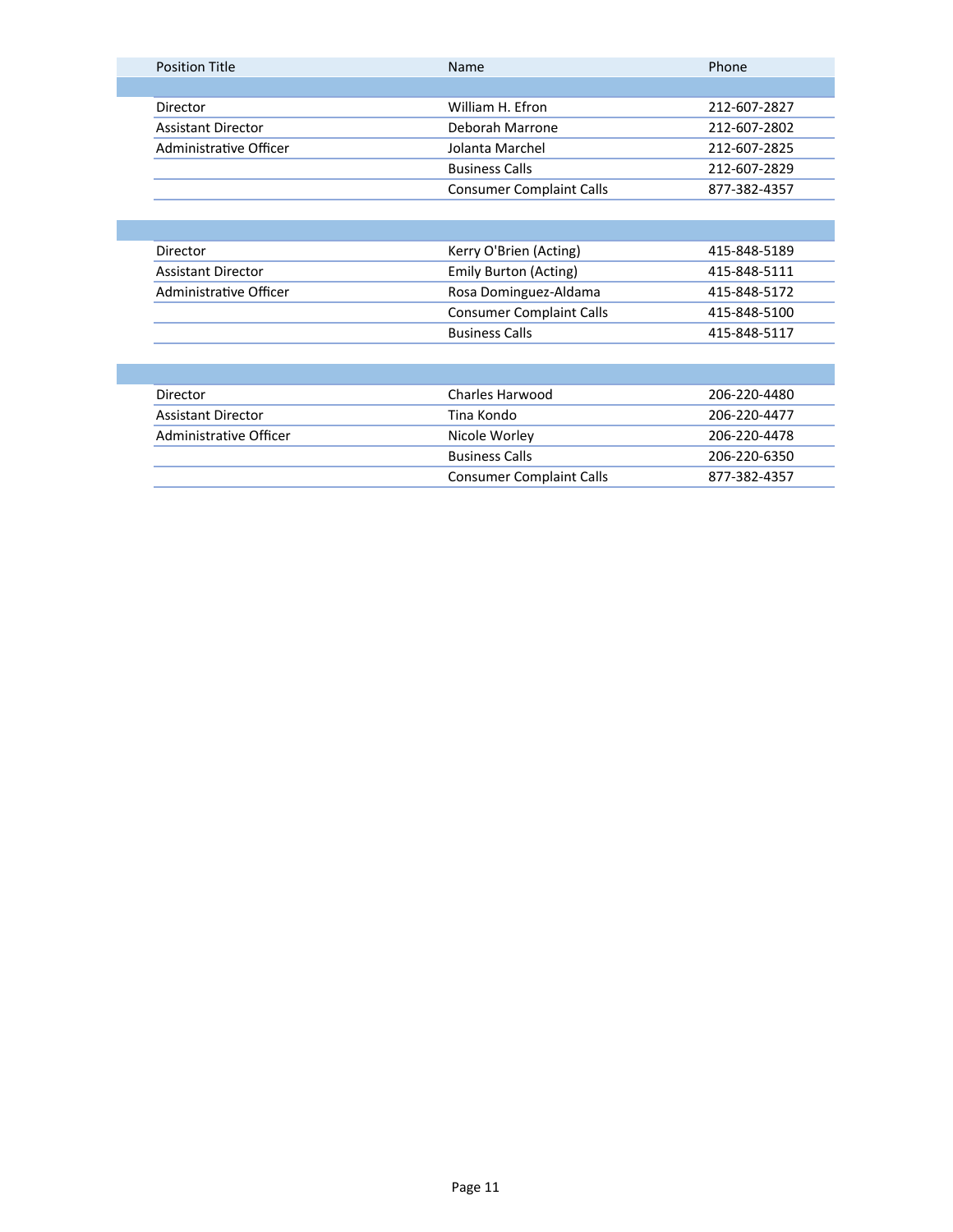| Position Title | Name | Phone |
|---|---|---|
| | | |
| Director | William H. Efron | 212-607-2827 |
| Assistant Director | Deborah Marrone | 212-607-2802 |
| Administrative Officer | Jolanta Marchel | 212-607-2825 |
| | Business Calls | 212-607-2829 |
| | Consumer Complaint Calls | 877-382-4357 |
| | | |
| Director | Kerry O'Brien (Acting) | 415-848-5189 |
| Assistant Director | Emily Burton (Acting) | 415-848-5111 |
| Administrative Officer | Rosa Dominguez-Aldama | 415-848-5172 |
| | Consumer Complaint Calls | 415-848-5100 |
| | Business Calls | 415-848-5117 |
| | | |
| Director | Charles Harwood | 206-220-4480 |
| Assistant Director | Tina Kondo | 206-220-4477 |
| Administrative Officer | Nicole Worley | 206-220-4478 |
| | Business Calls | 206-220-6350 |
| | Consumer Complaint Calls | 877-382-4357 |